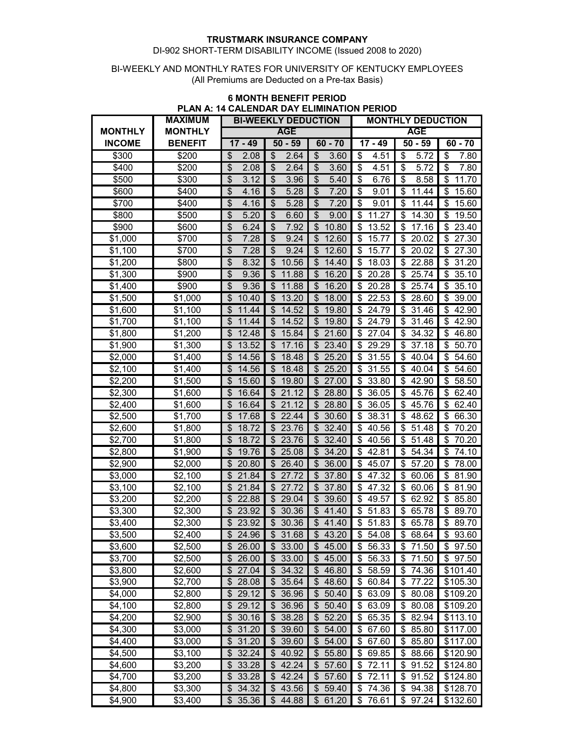**TRUSTMARK INSURANCE COMPANY**

DI-902 SHORT-TERM DISABILITY INCOME (Issued 2008 to 2020)

BI-WEEKLY AND MONTHLY RATES FOR UNIVERSITY OF KENTUCKY EMPLOYEES
(All Premiums are Deducted on a Pre-tax Basis)

**6 MONTH BENEFIT PERIOD**
**PLAN A: 14 CALENDAR DAY ELIMINATION PERIOD**

| MONTHLY INCOME | MAXIMUM MONTHLY BENEFIT | BI-WEEKLY DEDUCTION AGE 17 - 49 | BI-WEEKLY DEDUCTION AGE 50 - 59 | BI-WEEKLY DEDUCTION AGE 60 - 70 | MONTHLY DEDUCTION AGE 17 - 49 | MONTHLY DEDUCTION AGE 50 - 59 | MONTHLY DEDUCTION AGE 60 - 70 |
|---|---|---|---|---|---|---|---|
| $300 | $200 | $ 2.08 | $ 2.64 | $ 3.60 | $ 4.51 | $ 5.72 | $ 7.80 |
| $400 | $200 | $ 2.08 | $ 2.64 | $ 3.60 | $ 4.51 | $ 5.72 | $ 7.80 |
| $500 | $300 | $ 3.12 | $ 3.96 | $ 5.40 | $ 6.76 | $ 8.58 | $ 11.70 |
| $600 | $400 | $ 4.16 | $ 5.28 | $ 7.20 | $ 9.01 | $ 11.44 | $ 15.60 |
| $700 | $400 | $ 4.16 | $ 5.28 | $ 7.20 | $ 9.01 | $ 11.44 | $ 15.60 |
| $800 | $500 | $ 5.20 | $ 6.60 | $ 9.00 | $ 11.27 | $ 14.30 | $ 19.50 |
| $900 | $600 | $ 6.24 | $ 7.92 | $ 10.80 | $ 13.52 | $ 17.16 | $ 23.40 |
| $1,000 | $700 | $ 7.28 | $ 9.24 | $ 12.60 | $ 15.77 | $ 20.02 | $ 27.30 |
| $1,100 | $700 | $ 7.28 | $ 9.24 | $ 12.60 | $ 15.77 | $ 20.02 | $ 27.30 |
| $1,200 | $800 | $ 8.32 | $ 10.56 | $ 14.40 | $ 18.03 | $ 22.88 | $ 31.20 |
| $1,300 | $900 | $ 9.36 | $ 11.88 | $ 16.20 | $ 20.28 | $ 25.74 | $ 35.10 |
| $1,400 | $900 | $ 9.36 | $ 11.88 | $ 16.20 | $ 20.28 | $ 25.74 | $ 35.10 |
| $1,500 | $1,000 | $ 10.40 | $ 13.20 | $ 18.00 | $ 22.53 | $ 28.60 | $ 39.00 |
| $1,600 | $1,100 | $ 11.44 | $ 14.52 | $ 19.80 | $ 24.79 | $ 31.46 | $ 42.90 |
| $1,700 | $1,100 | $ 11.44 | $ 14.52 | $ 19.80 | $ 24.79 | $ 31.46 | $ 42.90 |
| $1,800 | $1,200 | $ 12.48 | $ 15.84 | $ 21.60 | $ 27.04 | $ 34.32 | $ 46.80 |
| $1,900 | $1,300 | $ 13.52 | $ 17.16 | $ 23.40 | $ 29.29 | $ 37.18 | $ 50.70 |
| $2,000 | $1,400 | $ 14.56 | $ 18.48 | $ 25.20 | $ 31.55 | $ 40.04 | $ 54.60 |
| $2,100 | $1,400 | $ 14.56 | $ 18.48 | $ 25.20 | $ 31.55 | $ 40.04 | $ 54.60 |
| $2,200 | $1,500 | $ 15.60 | $ 19.80 | $ 27.00 | $ 33.80 | $ 42.90 | $ 58.50 |
| $2,300 | $1,600 | $ 16.64 | $ 21.12 | $ 28.80 | $ 36.05 | $ 45.76 | $ 62.40 |
| $2,400 | $1,600 | $ 16.64 | $ 21.12 | $ 28.80 | $ 36.05 | $ 45.76 | $ 62.40 |
| $2,500 | $1,700 | $ 17.68 | $ 22.44 | $ 30.60 | $ 38.31 | $ 48.62 | $ 66.30 |
| $2,600 | $1,800 | $ 18.72 | $ 23.76 | $ 32.40 | $ 40.56 | $ 51.48 | $ 70.20 |
| $2,700 | $1,800 | $ 18.72 | $ 23.76 | $ 32.40 | $ 40.56 | $ 51.48 | $ 70.20 |
| $2,800 | $1,900 | $ 19.76 | $ 25.08 | $ 34.20 | $ 42.81 | $ 54.34 | $ 74.10 |
| $2,900 | $2,000 | $ 20.80 | $ 26.40 | $ 36.00 | $ 45.07 | $ 57.20 | $ 78.00 |
| $3,000 | $2,100 | $ 21.84 | $ 27.72 | $ 37.80 | $ 47.32 | $ 60.06 | $ 81.90 |
| $3,100 | $2,100 | $ 21.84 | $ 27.72 | $ 37.80 | $ 47.32 | $ 60.06 | $ 81.90 |
| $3,200 | $2,200 | $ 22.88 | $ 29.04 | $ 39.60 | $ 49.57 | $ 62.92 | $ 85.80 |
| $3,300 | $2,300 | $ 23.92 | $ 30.36 | $ 41.40 | $ 51.83 | $ 65.78 | $ 89.70 |
| $3,400 | $2,300 | $ 23.92 | $ 30.36 | $ 41.40 | $ 51.83 | $ 65.78 | $ 89.70 |
| $3,500 | $2,400 | $ 24.96 | $ 31.68 | $ 43.20 | $ 54.08 | $ 68.64 | $ 93.60 |
| $3,600 | $2,500 | $ 26.00 | $ 33.00 | $ 45.00 | $ 56.33 | $ 71.50 | $ 97.50 |
| $3,700 | $2,500 | $ 26.00 | $ 33.00 | $ 45.00 | $ 56.33 | $ 71.50 | $ 97.50 |
| $3,800 | $2,600 | $ 27.04 | $ 34.32 | $ 46.80 | $ 58.59 | $ 74.36 | $101.40 |
| $3,900 | $2,700 | $ 28.08 | $ 35.64 | $ 48.60 | $ 60.84 | $ 77.22 | $105.30 |
| $4,000 | $2,800 | $ 29.12 | $ 36.96 | $ 50.40 | $ 63.09 | $ 80.08 | $109.20 |
| $4,100 | $2,800 | $ 29.12 | $ 36.96 | $ 50.40 | $ 63.09 | $ 80.08 | $109.20 |
| $4,200 | $2,900 | $ 30.16 | $ 38.28 | $ 52.20 | $ 65.35 | $ 82.94 | $113.10 |
| $4,300 | $3,000 | $ 31.20 | $ 39.60 | $ 54.00 | $ 67.60 | $ 85.80 | $117.00 |
| $4,400 | $3,000 | $ 31.20 | $ 39.60 | $ 54.00 | $ 67.60 | $ 85.80 | $117.00 |
| $4,500 | $3,100 | $ 32.24 | $ 40.92 | $ 55.80 | $ 69.85 | $ 88.66 | $120.90 |
| $4,600 | $3,200 | $ 33.28 | $ 42.24 | $ 57.60 | $ 72.11 | $ 91.52 | $124.80 |
| $4,700 | $3,200 | $ 33.28 | $ 42.24 | $ 57.60 | $ 72.11 | $ 91.52 | $124.80 |
| $4,800 | $3,300 | $ 34.32 | $ 43.56 | $ 59.40 | $ 74.36 | $ 94.38 | $128.70 |
| $4,900 | $3,400 | $ 35.36 | $ 44.88 | $ 61.20 | $ 76.61 | $ 97.24 | $132.60 |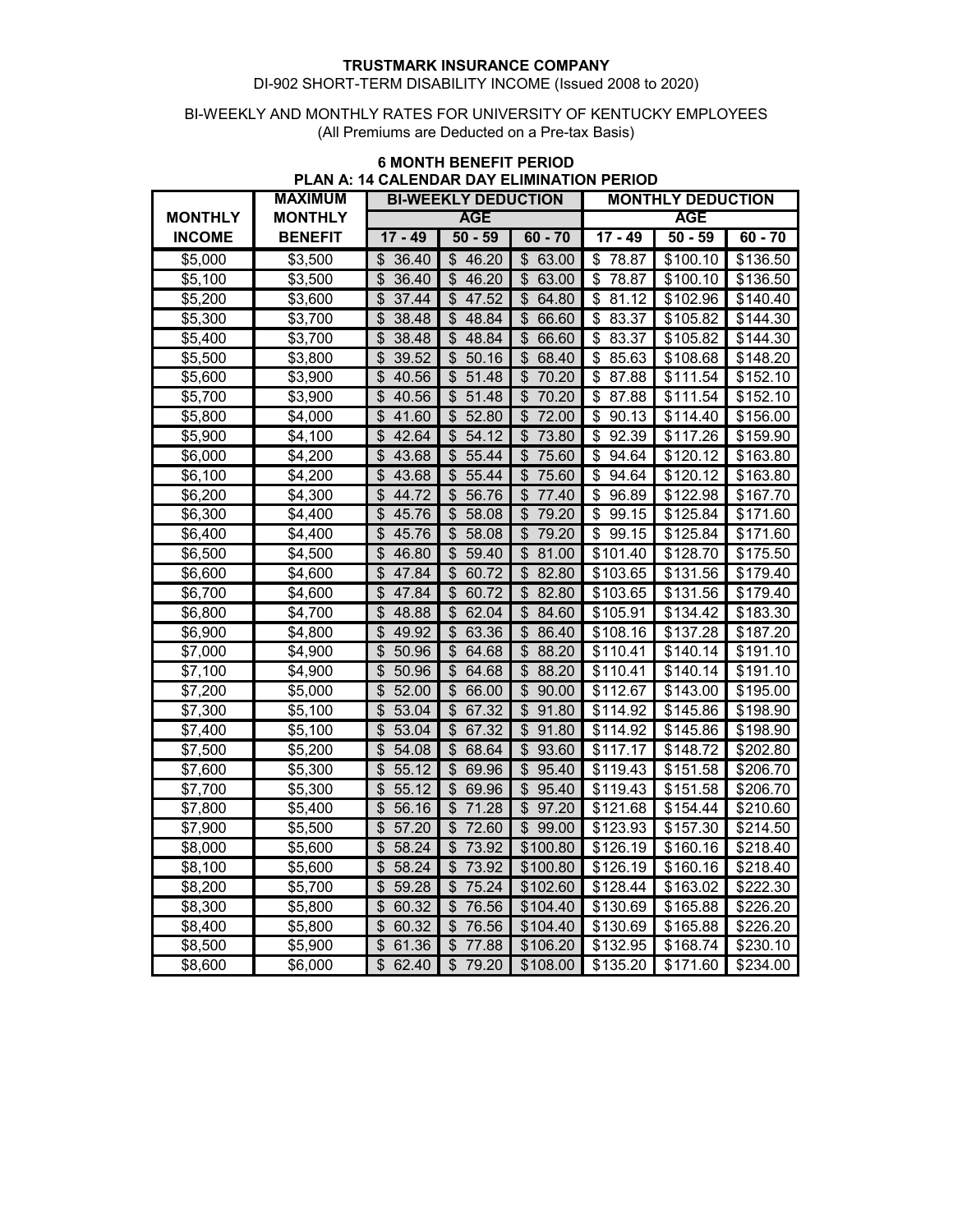**TRUSTMARK INSURANCE COMPANY**

DI-902 SHORT-TERM DISABILITY INCOME (Issued 2008 to 2020)

BI-WEEKLY AND MONTHLY RATES FOR UNIVERSITY OF KENTUCKY EMPLOYEES
(All Premiums are Deducted on a Pre-tax Basis)

**6 MONTH BENEFIT PERIOD**
**PLAN A: 14 CALENDAR DAY ELIMINATION PERIOD**

| MONTHLY | MAXIMUM MONTHLY | BI-WEEKLY DEDUCTION | | | MONTHLY DEDUCTION | | |
|---|---|---|---|---|---|---|---|
| | | AGE | | | AGE | | |
| INCOME | BENEFIT | 17 - 49 | 50 - 59 | 60 - 70 | 17 - 49 | 50 - 59 | 60 - 70 |
| $5,000 | $3,500 | $ 36.40 | $ 46.20 | $ 63.00 | $ 78.87 | $100.10 | $136.50 |
| $5,100 | $3,500 | $ 36.40 | $ 46.20 | $ 63.00 | $ 78.87 | $100.10 | $136.50 |
| $5,200 | $3,600 | $ 37.44 | $ 47.52 | $ 64.80 | $ 81.12 | $102.96 | $140.40 |
| $5,300 | $3,700 | $ 38.48 | $ 48.84 | $ 66.60 | $ 83.37 | $105.82 | $144.30 |
| $5,400 | $3,700 | $ 38.48 | $ 48.84 | $ 66.60 | $ 83.37 | $105.82 | $144.30 |
| $5,500 | $3,800 | $ 39.52 | $ 50.16 | $ 68.40 | $ 85.63 | $108.68 | $148.20 |
| $5,600 | $3,900 | $ 40.56 | $ 51.48 | $ 70.20 | $ 87.88 | $111.54 | $152.10 |
| $5,700 | $3,900 | $ 40.56 | $ 51.48 | $ 70.20 | $ 87.88 | $111.54 | $152.10 |
| $5,800 | $4,000 | $ 41.60 | $ 52.80 | $ 72.00 | $ 90.13 | $114.40 | $156.00 |
| $5,900 | $4,100 | $ 42.64 | $ 54.12 | $ 73.80 | $ 92.39 | $117.26 | $159.90 |
| $6,000 | $4,200 | $ 43.68 | $ 55.44 | $ 75.60 | $ 94.64 | $120.12 | $163.80 |
| $6,100 | $4,200 | $ 43.68 | $ 55.44 | $ 75.60 | $ 94.64 | $120.12 | $163.80 |
| $6,200 | $4,300 | $ 44.72 | $ 56.76 | $ 77.40 | $ 96.89 | $122.98 | $167.70 |
| $6,300 | $4,400 | $ 45.76 | $ 58.08 | $ 79.20 | $ 99.15 | $125.84 | $171.60 |
| $6,400 | $4,400 | $ 45.76 | $ 58.08 | $ 79.20 | $ 99.15 | $125.84 | $171.60 |
| $6,500 | $4,500 | $ 46.80 | $ 59.40 | $ 81.00 | $101.40 | $128.70 | $175.50 |
| $6,600 | $4,600 | $ 47.84 | $ 60.72 | $ 82.80 | $103.65 | $131.56 | $179.40 |
| $6,700 | $4,600 | $ 47.84 | $ 60.72 | $ 82.80 | $103.65 | $131.56 | $179.40 |
| $6,800 | $4,700 | $ 48.88 | $ 62.04 | $ 84.60 | $105.91 | $134.42 | $183.30 |
| $6,900 | $4,800 | $ 49.92 | $ 63.36 | $ 86.40 | $108.16 | $137.28 | $187.20 |
| $7,000 | $4,900 | $ 50.96 | $ 64.68 | $ 88.20 | $110.41 | $140.14 | $191.10 |
| $7,100 | $4,900 | $ 50.96 | $ 64.68 | $ 88.20 | $110.41 | $140.14 | $191.10 |
| $7,200 | $5,000 | $ 52.00 | $ 66.00 | $ 90.00 | $112.67 | $143.00 | $195.00 |
| $7,300 | $5,100 | $ 53.04 | $ 67.32 | $ 91.80 | $114.92 | $145.86 | $198.90 |
| $7,400 | $5,100 | $ 53.04 | $ 67.32 | $ 91.80 | $114.92 | $145.86 | $198.90 |
| $7,500 | $5,200 | $ 54.08 | $ 68.64 | $ 93.60 | $117.17 | $148.72 | $202.80 |
| $7,600 | $5,300 | $ 55.12 | $ 69.96 | $ 95.40 | $119.43 | $151.58 | $206.70 |
| $7,700 | $5,300 | $ 55.12 | $ 69.96 | $ 95.40 | $119.43 | $151.58 | $206.70 |
| $7,800 | $5,400 | $ 56.16 | $ 71.28 | $ 97.20 | $121.68 | $154.44 | $210.60 |
| $7,900 | $5,500 | $ 57.20 | $ 72.60 | $ 99.00 | $123.93 | $157.30 | $214.50 |
| $8,000 | $5,600 | $ 58.24 | $ 73.92 | $100.80 | $126.19 | $160.16 | $218.40 |
| $8,100 | $5,600 | $ 58.24 | $ 73.92 | $100.80 | $126.19 | $160.16 | $218.40 |
| $8,200 | $5,700 | $ 59.28 | $ 75.24 | $102.60 | $128.44 | $163.02 | $222.30 |
| $8,300 | $5,800 | $ 60.32 | $ 76.56 | $104.40 | $130.69 | $165.88 | $226.20 |
| $8,400 | $5,800 | $ 60.32 | $ 76.56 | $104.40 | $130.69 | $165.88 | $226.20 |
| $8,500 | $5,900 | $ 61.36 | $ 77.88 | $106.20 | $132.95 | $168.74 | $230.10 |
| $8,600 | $6,000 | $ 62.40 | $ 79.20 | $108.00 | $135.20 | $171.60 | $234.00 |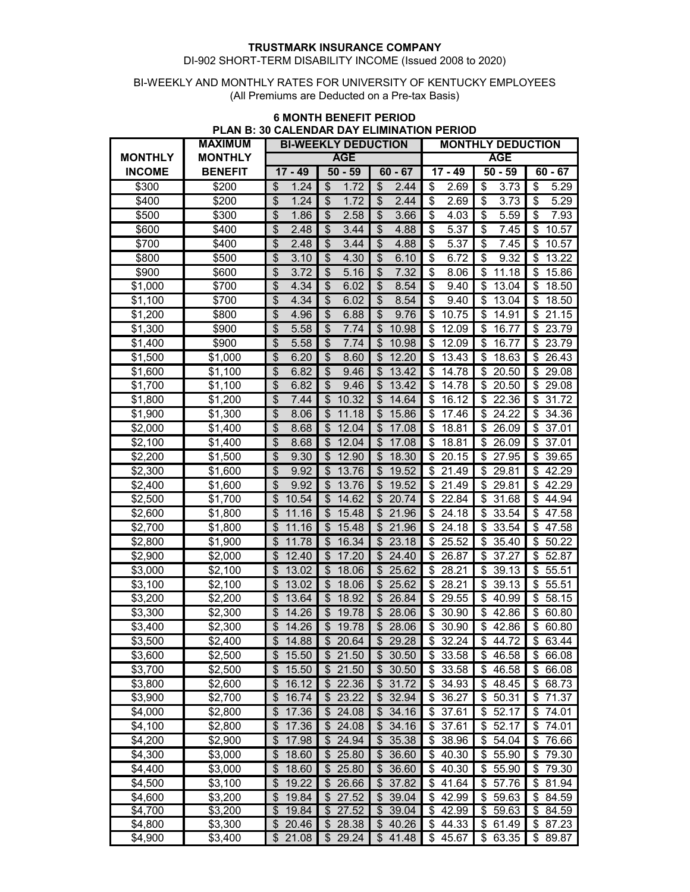**TRUSTMARK INSURANCE COMPANY**

DI-902 SHORT-TERM DISABILITY INCOME (Issued 2008 to 2020)

BI-WEEKLY AND MONTHLY RATES FOR UNIVERSITY OF KENTUCKY EMPLOYEES

(All Premiums are Deducted on a Pre-tax Basis)

**6 MONTH BENEFIT PERIOD**

**PLAN B: 30 CALENDAR DAY ELIMINATION PERIOD**

| MONTHLY | MAXIMUM MONTHLY | BI-WEEKLY DEDUCTION | | | MONTHLY DEDUCTION | | |
|---|---|---|---|---|---|---|---|
| | | AGE | | | AGE | | |
| INCOME | BENEFIT | 17 - 49 | 50 - 59 | 60 - 67 | 17 - 49 | 50 - 59 | 60 - 67 |
| $300 | $200 | $ 1.24 | $ 1.72 | $ 2.44 | $ 2.69 | $ 3.73 | $ 5.29 |
| $400 | $200 | $ 1.24 | $ 1.72 | $ 2.44 | $ 2.69 | $ 3.73 | $ 5.29 |
| $500 | $300 | $ 1.86 | $ 2.58 | $ 3.66 | $ 4.03 | $ 5.59 | $ 7.93 |
| $600 | $400 | $ 2.48 | $ 3.44 | $ 4.88 | $ 5.37 | $ 7.45 | $ 10.57 |
| $700 | $400 | $ 2.48 | $ 3.44 | $ 4.88 | $ 5.37 | $ 7.45 | $ 10.57 |
| $800 | $500 | $ 3.10 | $ 4.30 | $ 6.10 | $ 6.72 | $ 9.32 | $ 13.22 |
| $900 | $600 | $ 3.72 | $ 5.16 | $ 7.32 | $ 8.06 | $ 11.18 | $ 15.86 |
| $1,000 | $700 | $ 4.34 | $ 6.02 | $ 8.54 | $ 9.40 | $ 13.04 | $ 18.50 |
| $1,100 | $700 | $ 4.34 | $ 6.02 | $ 8.54 | $ 9.40 | $ 13.04 | $ 18.50 |
| $1,200 | $800 | $ 4.96 | $ 6.88 | $ 9.76 | $ 10.75 | $ 14.91 | $ 21.15 |
| $1,300 | $900 | $ 5.58 | $ 7.74 | $ 10.98 | $ 12.09 | $ 16.77 | $ 23.79 |
| $1,400 | $900 | $ 5.58 | $ 7.74 | $ 10.98 | $ 12.09 | $ 16.77 | $ 23.79 |
| $1,500 | $1,000 | $ 6.20 | $ 8.60 | $ 12.20 | $ 13.43 | $ 18.63 | $ 26.43 |
| $1,600 | $1,100 | $ 6.82 | $ 9.46 | $ 13.42 | $ 14.78 | $ 20.50 | $ 29.08 |
| $1,700 | $1,100 | $ 6.82 | $ 9.46 | $ 13.42 | $ 14.78 | $ 20.50 | $ 29.08 |
| $1,800 | $1,200 | $ 7.44 | $ 10.32 | $ 14.64 | $ 16.12 | $ 22.36 | $ 31.72 |
| $1,900 | $1,300 | $ 8.06 | $ 11.18 | $ 15.86 | $ 17.46 | $ 24.22 | $ 34.36 |
| $2,000 | $1,400 | $ 8.68 | $ 12.04 | $ 17.08 | $ 18.81 | $ 26.09 | $ 37.01 |
| $2,100 | $1,400 | $ 8.68 | $ 12.04 | $ 17.08 | $ 18.81 | $ 26.09 | $ 37.01 |
| $2,200 | $1,500 | $ 9.30 | $ 12.90 | $ 18.30 | $ 20.15 | $ 27.95 | $ 39.65 |
| $2,300 | $1,600 | $ 9.92 | $ 13.76 | $ 19.52 | $ 21.49 | $ 29.81 | $ 42.29 |
| $2,400 | $1,600 | $ 9.92 | $ 13.76 | $ 19.52 | $ 21.49 | $ 29.81 | $ 42.29 |
| $2,500 | $1,700 | $ 10.54 | $ 14.62 | $ 20.74 | $ 22.84 | $ 31.68 | $ 44.94 |
| $2,600 | $1,800 | $ 11.16 | $ 15.48 | $ 21.96 | $ 24.18 | $ 33.54 | $ 47.58 |
| $2,700 | $1,800 | $ 11.16 | $ 15.48 | $ 21.96 | $ 24.18 | $ 33.54 | $ 47.58 |
| $2,800 | $1,900 | $ 11.78 | $ 16.34 | $ 23.18 | $ 25.52 | $ 35.40 | $ 50.22 |
| $2,900 | $2,000 | $ 12.40 | $ 17.20 | $ 24.40 | $ 26.87 | $ 37.27 | $ 52.87 |
| $3,000 | $2,100 | $ 13.02 | $ 18.06 | $ 25.62 | $ 28.21 | $ 39.13 | $ 55.51 |
| $3,100 | $2,100 | $ 13.02 | $ 18.06 | $ 25.62 | $ 28.21 | $ 39.13 | $ 55.51 |
| $3,200 | $2,200 | $ 13.64 | $ 18.92 | $ 26.84 | $ 29.55 | $ 40.99 | $ 58.15 |
| $3,300 | $2,300 | $ 14.26 | $ 19.78 | $ 28.06 | $ 30.90 | $ 42.86 | $ 60.80 |
| $3,400 | $2,300 | $ 14.26 | $ 19.78 | $ 28.06 | $ 30.90 | $ 42.86 | $ 60.80 |
| $3,500 | $2,400 | $ 14.88 | $ 20.64 | $ 29.28 | $ 32.24 | $ 44.72 | $ 63.44 |
| $3,600 | $2,500 | $ 15.50 | $ 21.50 | $ 30.50 | $ 33.58 | $ 46.58 | $ 66.08 |
| $3,700 | $2,500 | $ 15.50 | $ 21.50 | $ 30.50 | $ 33.58 | $ 46.58 | $ 66.08 |
| $3,800 | $2,600 | $ 16.12 | $ 22.36 | $ 31.72 | $ 34.93 | $ 48.45 | $ 68.73 |
| $3,900 | $2,700 | $ 16.74 | $ 23.22 | $ 32.94 | $ 36.27 | $ 50.31 | $ 71.37 |
| $4,000 | $2,800 | $ 17.36 | $ 24.08 | $ 34.16 | $ 37.61 | $ 52.17 | $ 74.01 |
| $4,100 | $2,800 | $ 17.36 | $ 24.08 | $ 34.16 | $ 37.61 | $ 52.17 | $ 74.01 |
| $4,200 | $2,900 | $ 17.98 | $ 24.94 | $ 35.38 | $ 38.96 | $ 54.04 | $ 76.66 |
| $4,300 | $3,000 | $ 18.60 | $ 25.80 | $ 36.60 | $ 40.30 | $ 55.90 | $ 79.30 |
| $4,400 | $3,000 | $ 18.60 | $ 25.80 | $ 36.60 | $ 40.30 | $ 55.90 | $ 79.30 |
| $4,500 | $3,100 | $ 19.22 | $ 26.66 | $ 37.82 | $ 41.64 | $ 57.76 | $ 81.94 |
| $4,600 | $3,200 | $ 19.84 | $ 27.52 | $ 39.04 | $ 42.99 | $ 59.63 | $ 84.59 |
| $4,700 | $3,200 | $ 19.84 | $ 27.52 | $ 39.04 | $ 42.99 | $ 59.63 | $ 84.59 |
| $4,800 | $3,300 | $ 20.46 | $ 28.38 | $ 40.26 | $ 44.33 | $ 61.49 | $ 87.23 |
| $4,900 | $3,400 | $ 21.08 | $ 29.24 | $ 41.48 | $ 45.67 | $ 63.35 | $ 89.87 |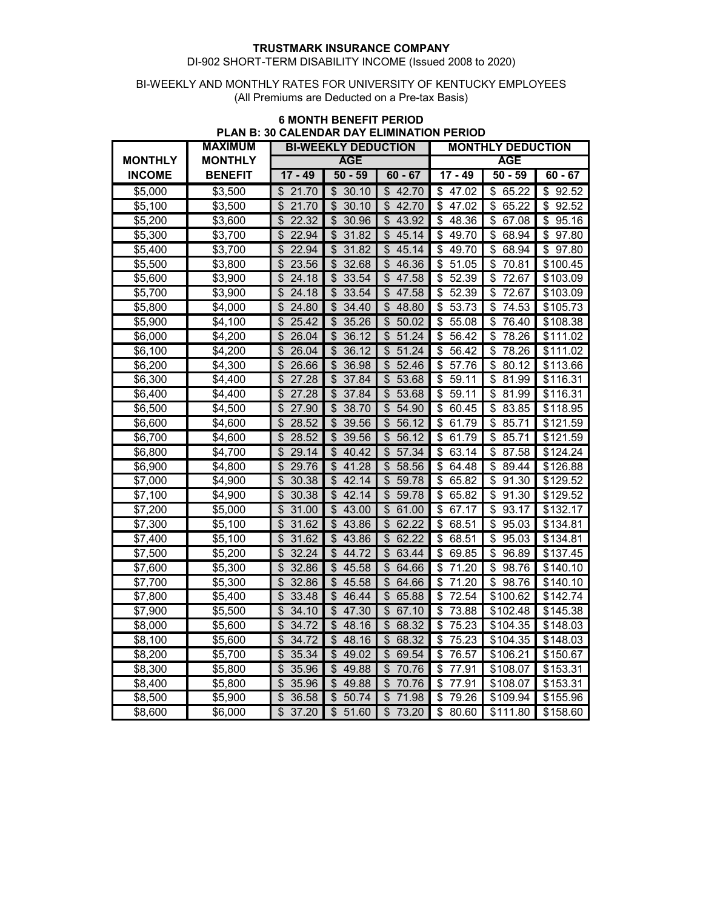**TRUSTMARK INSURANCE COMPANY**

DI-902 SHORT-TERM DISABILITY INCOME (Issued 2008 to 2020)

BI-WEEKLY AND MONTHLY RATES FOR UNIVERSITY OF KENTUCKY EMPLOYEES
(All Premiums are Deducted on a Pre-tax Basis)

**6 MONTH BENEFIT PERIOD**
**PLAN B: 30 CALENDAR DAY ELIMINATION PERIOD**

| MONTHLY INCOME | MAXIMUM MONTHLY BENEFIT | BI-WEEKLY DEDUCTION AGE 17 - 49 | BI-WEEKLY DEDUCTION AGE 50 - 59 | BI-WEEKLY DEDUCTION AGE 60 - 67 | MONTHLY DEDUCTION AGE 17 - 49 | MONTHLY DEDUCTION AGE 50 - 59 | MONTHLY DEDUCTION AGE 60 - 67 |
|---|---|---|---|---|---|---|---|
| $5,000 | $3,500 | $ 21.70 | $ 30.10 | $ 42.70 | $ 47.02 | $ 65.22 | $ 92.52 |
| $5,100 | $3,500 | $ 21.70 | $ 30.10 | $ 42.70 | $ 47.02 | $ 65.22 | $ 92.52 |
| $5,200 | $3,600 | $ 22.32 | $ 30.96 | $ 43.92 | $ 48.36 | $ 67.08 | $ 95.16 |
| $5,300 | $3,700 | $ 22.94 | $ 31.82 | $ 45.14 | $ 49.70 | $ 68.94 | $ 97.80 |
| $5,400 | $3,700 | $ 22.94 | $ 31.82 | $ 45.14 | $ 49.70 | $ 68.94 | $ 97.80 |
| $5,500 | $3,800 | $ 23.56 | $ 32.68 | $ 46.36 | $ 51.05 | $ 70.81 | $100.45 |
| $5,600 | $3,900 | $ 24.18 | $ 33.54 | $ 47.58 | $ 52.39 | $ 72.67 | $103.09 |
| $5,700 | $3,900 | $ 24.18 | $ 33.54 | $ 47.58 | $ 52.39 | $ 72.67 | $103.09 |
| $5,800 | $4,000 | $ 24.80 | $ 34.40 | $ 48.80 | $ 53.73 | $ 74.53 | $105.73 |
| $5,900 | $4,100 | $ 25.42 | $ 35.26 | $ 50.02 | $ 55.08 | $ 76.40 | $108.38 |
| $6,000 | $4,200 | $ 26.04 | $ 36.12 | $ 51.24 | $ 56.42 | $ 78.26 | $111.02 |
| $6,100 | $4,200 | $ 26.04 | $ 36.12 | $ 51.24 | $ 56.42 | $ 78.26 | $111.02 |
| $6,200 | $4,300 | $ 26.66 | $ 36.98 | $ 52.46 | $ 57.76 | $ 80.12 | $113.66 |
| $6,300 | $4,400 | $ 27.28 | $ 37.84 | $ 53.68 | $ 59.11 | $ 81.99 | $116.31 |
| $6,400 | $4,400 | $ 27.28 | $ 37.84 | $ 53.68 | $ 59.11 | $ 81.99 | $116.31 |
| $6,500 | $4,500 | $ 27.90 | $ 38.70 | $ 54.90 | $ 60.45 | $ 83.85 | $118.95 |
| $6,600 | $4,600 | $ 28.52 | $ 39.56 | $ 56.12 | $ 61.79 | $ 85.71 | $121.59 |
| $6,700 | $4,600 | $ 28.52 | $ 39.56 | $ 56.12 | $ 61.79 | $ 85.71 | $121.59 |
| $6,800 | $4,700 | $ 29.14 | $ 40.42 | $ 57.34 | $ 63.14 | $ 87.58 | $124.24 |
| $6,900 | $4,800 | $ 29.76 | $ 41.28 | $ 58.56 | $ 64.48 | $ 89.44 | $126.88 |
| $7,000 | $4,900 | $ 30.38 | $ 42.14 | $ 59.78 | $ 65.82 | $ 91.30 | $129.52 |
| $7,100 | $4,900 | $ 30.38 | $ 42.14 | $ 59.78 | $ 65.82 | $ 91.30 | $129.52 |
| $7,200 | $5,000 | $ 31.00 | $ 43.00 | $ 61.00 | $ 67.17 | $ 93.17 | $132.17 |
| $7,300 | $5,100 | $ 31.62 | $ 43.86 | $ 62.22 | $ 68.51 | $ 95.03 | $134.81 |
| $7,400 | $5,100 | $ 31.62 | $ 43.86 | $ 62.22 | $ 68.51 | $ 95.03 | $134.81 |
| $7,500 | $5,200 | $ 32.24 | $ 44.72 | $ 63.44 | $ 69.85 | $ 96.89 | $137.45 |
| $7,600 | $5,300 | $ 32.86 | $ 45.58 | $ 64.66 | $ 71.20 | $ 98.76 | $140.10 |
| $7,700 | $5,300 | $ 32.86 | $ 45.58 | $ 64.66 | $ 71.20 | $ 98.76 | $140.10 |
| $7,800 | $5,400 | $ 33.48 | $ 46.44 | $ 65.88 | $ 72.54 | $100.62 | $142.74 |
| $7,900 | $5,500 | $ 34.10 | $ 47.30 | $ 67.10 | $ 73.88 | $102.48 | $145.38 |
| $8,000 | $5,600 | $ 34.72 | $ 48.16 | $ 68.32 | $ 75.23 | $104.35 | $148.03 |
| $8,100 | $5,600 | $ 34.72 | $ 48.16 | $ 68.32 | $ 75.23 | $104.35 | $148.03 |
| $8,200 | $5,700 | $ 35.34 | $ 49.02 | $ 69.54 | $ 76.57 | $106.21 | $150.67 |
| $8,300 | $5,800 | $ 35.96 | $ 49.88 | $ 70.76 | $ 77.91 | $108.07 | $153.31 |
| $8,400 | $5,800 | $ 35.96 | $ 49.88 | $ 70.76 | $ 77.91 | $108.07 | $153.31 |
| $8,500 | $5,900 | $ 36.58 | $ 50.74 | $ 71.98 | $ 79.26 | $109.94 | $155.96 |
| $8,600 | $6,000 | $ 37.20 | $ 51.60 | $ 73.20 | $ 80.60 | $111.80 | $158.60 |